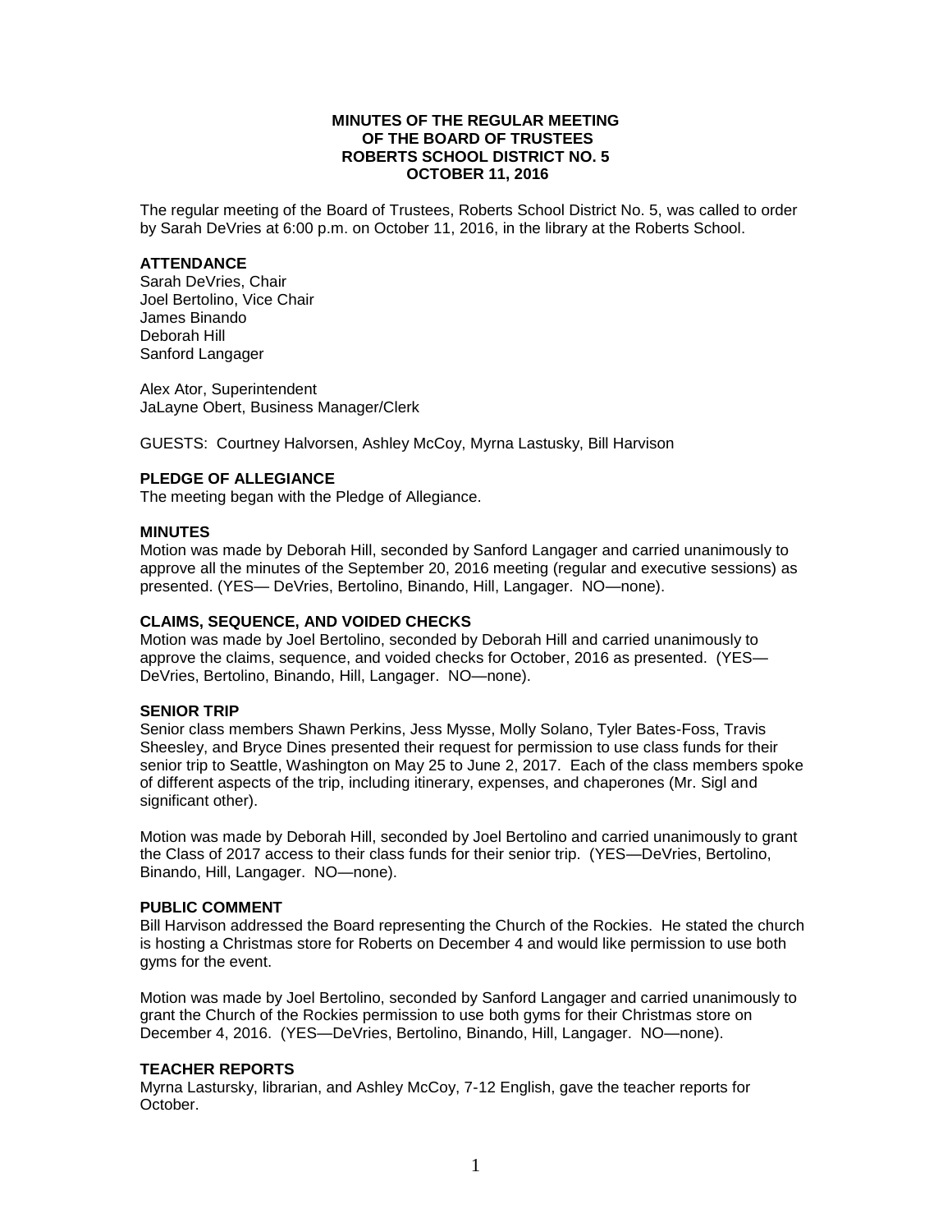**MINUTES OF THE REGULAR MEETING**
**OF THE BOARD OF TRUSTEES**
**ROBERTS SCHOOL DISTRICT NO. 5**
**OCTOBER 11, 2016**

The regular meeting of the Board of Trustees, Roberts School District No. 5, was called to order by Sarah DeVries at 6:00 p.m. on October 11, 2016, in the library at the Roberts School.

**ATTENDANCE**

Sarah DeVries, Chair
Joel Bertolino, Vice Chair
James Binando
Deborah Hill
Sanford Langager

Alex Ator, Superintendent
JaLayne Obert, Business Manager/Clerk

GUESTS: Courtney Halvorsen, Ashley McCoy, Myrna Lastusky, Bill Harvison

**PLEDGE OF ALLEGIANCE**

The meeting began with the Pledge of Allegiance.

**MINUTES**

Motion was made by Deborah Hill, seconded by Sanford Langager and carried unanimously to approve all the minutes of the September 20, 2016 meeting (regular and executive sessions) as presented. (YES— DeVries, Bertolino, Binando, Hill, Langager. NO—none).

**CLAIMS, SEQUENCE, AND VOIDED CHECKS**

Motion was made by Joel Bertolino, seconded by Deborah Hill and carried unanimously to approve the claims, sequence, and voided checks for October, 2016 as presented. (YES—DeVries, Bertolino, Binando, Hill, Langager. NO—none).

**SENIOR TRIP**

Senior class members Shawn Perkins, Jess Mysse, Molly Solano, Tyler Bates-Foss, Travis Sheesley, and Bryce Dines presented their request for permission to use class funds for their senior trip to Seattle, Washington on May 25 to June 2, 2017. Each of the class members spoke of different aspects of the trip, including itinerary, expenses, and chaperones (Mr. Sigl and significant other).

Motion was made by Deborah Hill, seconded by Joel Bertolino and carried unanimously to grant the Class of 2017 access to their class funds for their senior trip. (YES—DeVries, Bertolino, Binando, Hill, Langager. NO—none).

**PUBLIC COMMENT**

Bill Harvison addressed the Board representing the Church of the Rockies. He stated the church is hosting a Christmas store for Roberts on December 4 and would like permission to use both gyms for the event.

Motion was made by Joel Bertolino, seconded by Sanford Langager and carried unanimously to grant the Church of the Rockies permission to use both gyms for their Christmas store on December 4, 2016. (YES—DeVries, Bertolino, Binando, Hill, Langager. NO—none).

**TEACHER REPORTS**

Myrna Lasturbsky, librarian, and Ashley McCoy, 7-12 English, gave the teacher reports for October.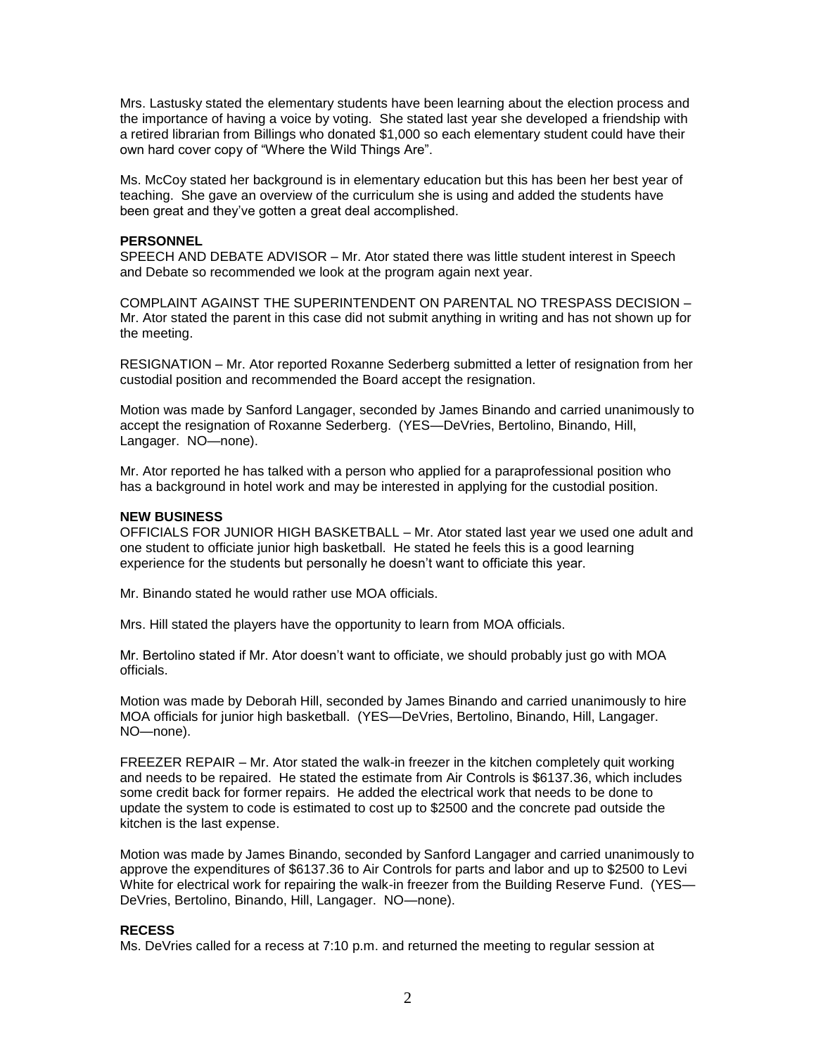Mrs. Lastusky stated the elementary students have been learning about the election process and the importance of having a voice by voting. She stated last year she developed a friendship with a retired librarian from Billings who donated $1,000 so each elementary student could have their own hard cover copy of "Where the Wild Things Are".

Ms. McCoy stated her background is in elementary education but this has been her best year of teaching. She gave an overview of the curriculum she is using and added the students have been great and they've gotten a great deal accomplished.

**PERSONNEL**

SPEECH AND DEBATE ADVISOR – Mr. Ator stated there was little student interest in Speech and Debate so recommended we look at the program again next year.

COMPLAINT AGAINST THE SUPERINTENDENT ON PARENTAL NO TRESPASS DECISION – Mr. Ator stated the parent in this case did not submit anything in writing and has not shown up for the meeting.

RESIGNATION – Mr. Ator reported Roxanne Sederberg submitted a letter of resignation from her custodial position and recommended the Board accept the resignation.

Motion was made by Sanford Langager, seconded by James Binando and carried unanimously to accept the resignation of Roxanne Sederberg. (YES—DeVries, Bertolino, Binando, Hill, Langager. NO—none).

Mr. Ator reported he has talked with a person who applied for a paraprofessional position who has a background in hotel work and may be interested in applying for the custodial position.

**NEW BUSINESS**

OFFICIALS FOR JUNIOR HIGH BASKETBALL – Mr. Ator stated last year we used one adult and one student to officiate junior high basketball. He stated he feels this is a good learning experience for the students but personally he doesn't want to officiate this year.

Mr. Binando stated he would rather use MOA officials.

Mrs. Hill stated the players have the opportunity to learn from MOA officials.

Mr. Bertolino stated if Mr. Ator doesn't want to officiate, we should probably just go with MOA officials.

Motion was made by Deborah Hill, seconded by James Binando and carried unanimously to hire MOA officials for junior high basketball. (YES—DeVries, Bertolino, Binando, Hill, Langager. NO—none).

FREEZER REPAIR – Mr. Ator stated the walk-in freezer in the kitchen completely quit working and needs to be repaired. He stated the estimate from Air Controls is $6137.36, which includes some credit back for former repairs. He added the electrical work that needs to be done to update the system to code is estimated to cost up to $2500 and the concrete pad outside the kitchen is the last expense.

Motion was made by James Binando, seconded by Sanford Langager and carried unanimously to approve the expenditures of $6137.36 to Air Controls for parts and labor and up to $2500 to Levi White for electrical work for repairing the walk-in freezer from the Building Reserve Fund. (YES—DeVries, Bertolino, Binando, Hill, Langager. NO—none).

**RECESS**

Ms. DeVries called for a recess at 7:10 p.m. and returned the meeting to regular session at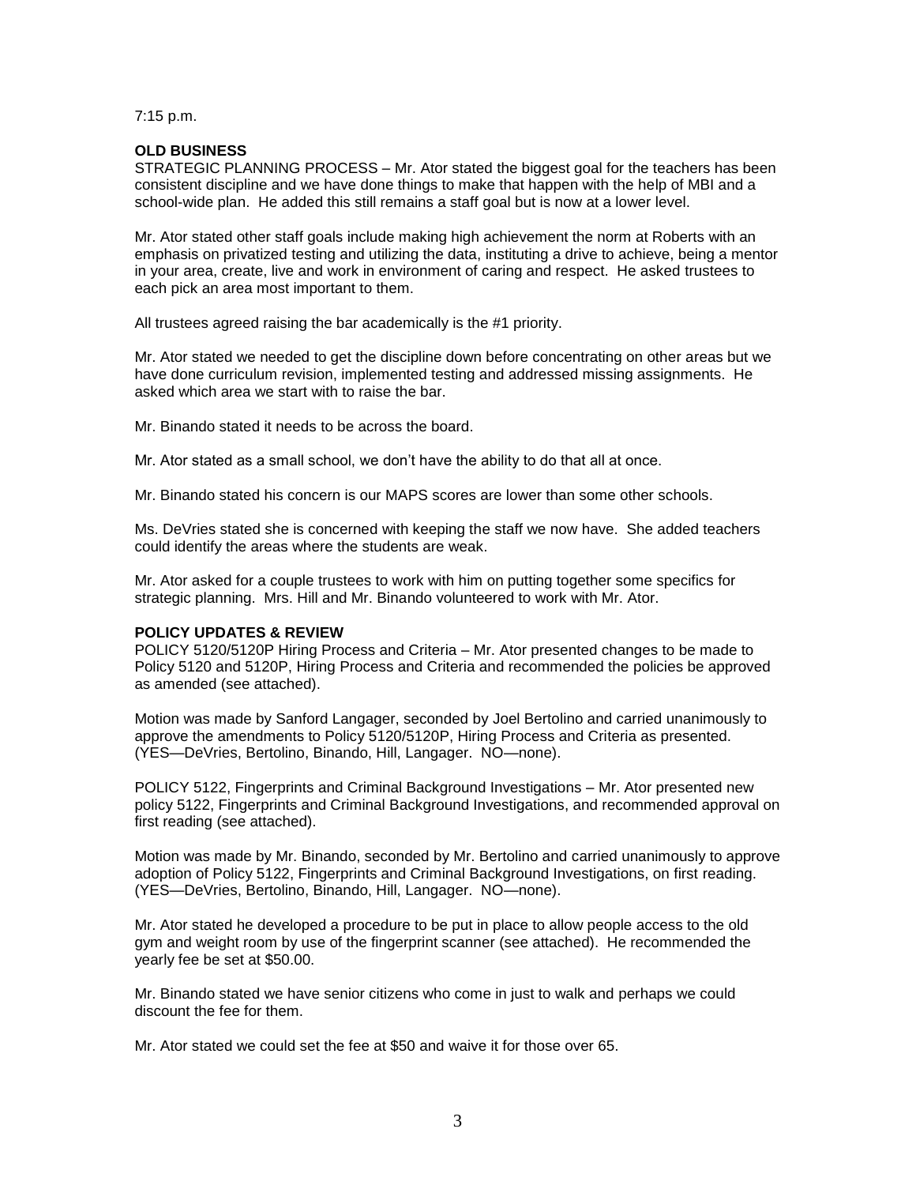7:15 p.m.

**OLD BUSINESS**

STRATEGIC PLANNING PROCESS – Mr. Ator stated the biggest goal for the teachers has been consistent discipline and we have done things to make that happen with the help of MBI and a school-wide plan. He added this still remains a staff goal but is now at a lower level.

Mr. Ator stated other staff goals include making high achievement the norm at Roberts with an emphasis on privatized testing and utilizing the data, instituting a drive to achieve, being a mentor in your area, create, live and work in environment of caring and respect. He asked trustees to each pick an area most important to them.

All trustees agreed raising the bar academically is the #1 priority.

Mr. Ator stated we needed to get the discipline down before concentrating on other areas but we have done curriculum revision, implemented testing and addressed missing assignments. He asked which area we start with to raise the bar.

Mr. Binando stated it needs to be across the board.

Mr. Ator stated as a small school, we don't have the ability to do that all at once.

Mr. Binando stated his concern is our MAPS scores are lower than some other schools.

Ms. DeVries stated she is concerned with keeping the staff we now have. She added teachers could identify the areas where the students are weak.

Mr. Ator asked for a couple trustees to work with him on putting together some specifics for strategic planning. Mrs. Hill and Mr. Binando volunteered to work with Mr. Ator.

**POLICY UPDATES & REVIEW**

POLICY 5120/5120P Hiring Process and Criteria – Mr. Ator presented changes to be made to Policy 5120 and 5120P, Hiring Process and Criteria and recommended the policies be approved as amended (see attached).

Motion was made by Sanford Langager, seconded by Joel Bertolino and carried unanimously to approve the amendments to Policy 5120/5120P, Hiring Process and Criteria as presented. (YES—DeVries, Bertolino, Binando, Hill, Langager. NO—none).

POLICY 5122, Fingerprints and Criminal Background Investigations – Mr. Ator presented new policy 5122, Fingerprints and Criminal Background Investigations, and recommended approval on first reading (see attached).

Motion was made by Mr. Binando, seconded by Mr. Bertolino and carried unanimously to approve adoption of Policy 5122, Fingerprints and Criminal Background Investigations, on first reading. (YES—DeVries, Bertolino, Binando, Hill, Langager. NO—none).

Mr. Ator stated he developed a procedure to be put in place to allow people access to the old gym and weight room by use of the fingerprint scanner (see attached). He recommended the yearly fee be set at $50.00.

Mr. Binando stated we have senior citizens who come in just to walk and perhaps we could discount the fee for them.

Mr. Ator stated we could set the fee at $50 and waive it for those over 65.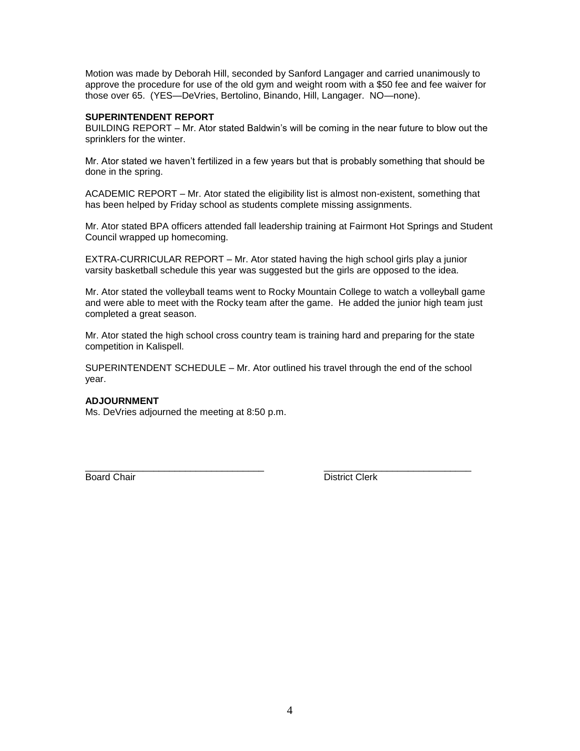Motion was made by Deborah Hill, seconded by Sanford Langager and carried unanimously to approve the procedure for use of the old gym and weight room with a $50 fee and fee waiver for those over 65. (YES—DeVries, Bertolino, Binando, Hill, Langager. NO—none).

**SUPERINTENDENT REPORT**

BUILDING REPORT – Mr. Ator stated Baldwin's will be coming in the near future to blow out the sprinklers for the winter.

Mr. Ator stated we haven't fertilized in a few years but that is probably something that should be done in the spring.

ACADEMIC REPORT – Mr. Ator stated the eligibility list is almost non-existent, something that has been helped by Friday school as students complete missing assignments.

Mr. Ator stated BPA officers attended fall leadership training at Fairmont Hot Springs and Student Council wrapped up homecoming.

EXTRA-CURRICULAR REPORT – Mr. Ator stated having the high school girls play a junior varsity basketball schedule this year was suggested but the girls are opposed to the idea.

Mr. Ator stated the volleyball teams went to Rocky Mountain College to watch a volleyball game and were able to meet with the Rocky team after the game. He added the junior high team just completed a great season.

Mr. Ator stated the high school cross country team is training hard and preparing for the state competition in Kalispell.

SUPERINTENDENT SCHEDULE – Mr. Ator outlined his travel through the end of the school year.

**ADJOURNMENT**

Ms. DeVries adjourned the meeting at 8:50 p.m.

\_\_\_\_\_\_\_\_\_\_\_\_\_\_\_\_\_\_\_\_\_\_\_\_\_\_\_\_\_\_\_\_\_\_ \_\_\_\_\_\_\_\_\_\_\_\_\_\_\_\_\_\_\_\_\_\_\_\_\_\_\_\_\_\_\_\_

Board Chair District Clerk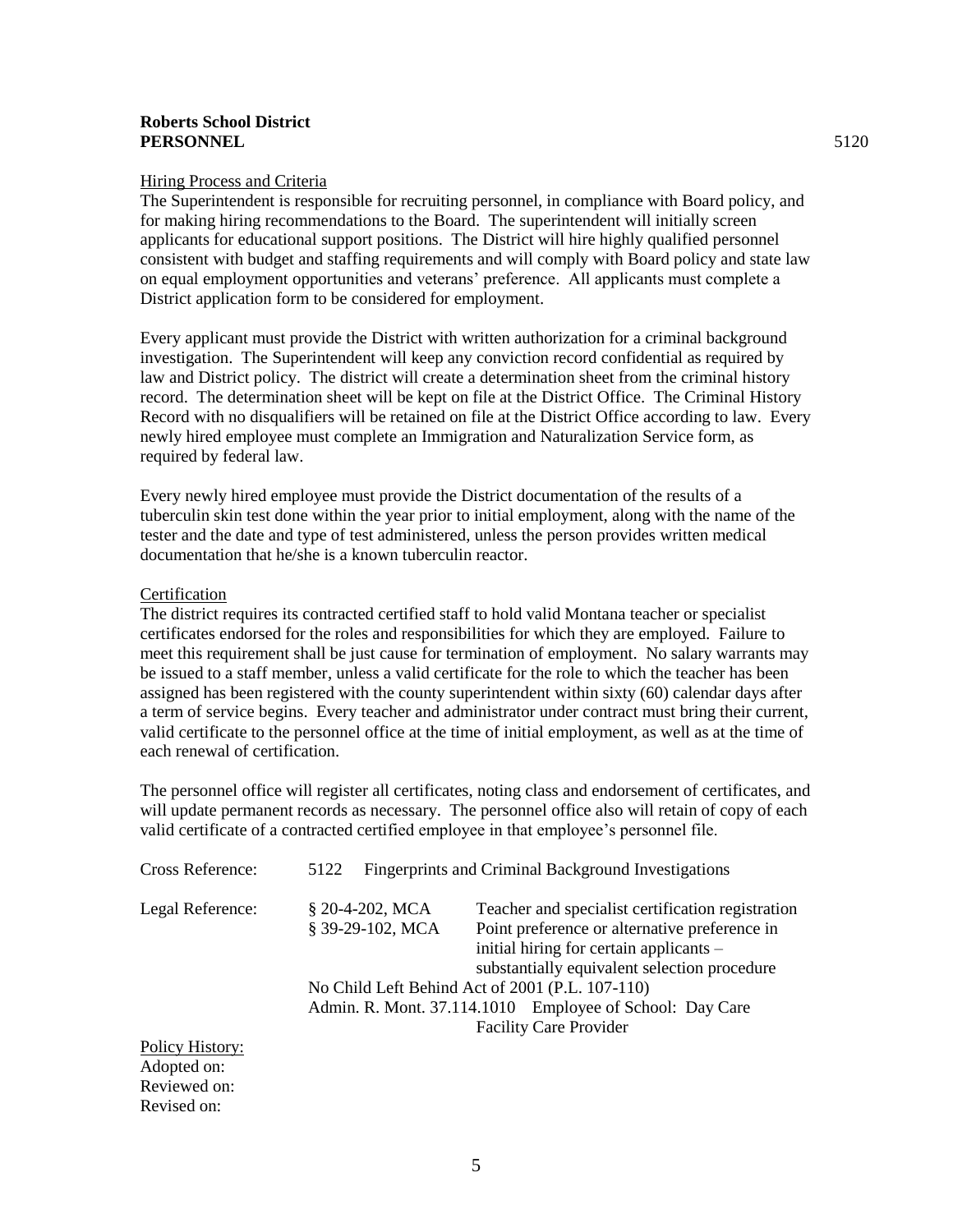**Roberts School District**
**PERSONNEL** 5120

Hiring Process and Criteria

The Superintendent is responsible for recruiting personnel, in compliance with Board policy, and for making hiring recommendations to the Board. The superintendent will initially screen applicants for educational support positions. The District will hire highly qualified personnel consistent with budget and staffing requirements and will comply with Board policy and state law on equal employment opportunities and veterans' preference. All applicants must complete a District application form to be considered for employment.

Every applicant must provide the District with written authorization for a criminal background investigation. The Superintendent will keep any conviction record confidential as required by law and District policy. The district will create a determination sheet from the criminal history record. The determination sheet will be kept on file at the District Office. The Criminal History Record with no disqualifiers will be retained on file at the District Office according to law. Every newly hired employee must complete an Immigration and Naturalization Service form, as required by federal law.

Every newly hired employee must provide the District documentation of the results of a tuberculin skin test done within the year prior to initial employment, along with the name of the tester and the date and type of test administered, unless the person provides written medical documentation that he/she is a known tuberculin reactor.

Certification

The district requires its contracted certified staff to hold valid Montana teacher or specialist certificates endorsed for the roles and responsibilities for which they are employed. Failure to meet this requirement shall be just cause for termination of employment. No salary warrants may be issued to a staff member, unless a valid certificate for the role to which the teacher has been assigned has been registered with the county superintendent within sixty (60) calendar days after a term of service begins. Every teacher and administrator under contract must bring their current, valid certificate to the personnel office at the time of initial employment, as well as at the time of each renewal of certification.

The personnel office will register all certificates, noting class and endorsement of certificates, and will update permanent records as necessary. The personnel office also will retain of copy of each valid certificate of a contracted certified employee in that employee's personnel file.

Cross Reference: 5122 Fingerprints and Criminal Background Investigations

Legal Reference:
- § 20-4-202, MCA — Teacher and specialist certification registration
- § 39-29-102, MCA — Point preference or alternative preference in initial hiring for certain applicants – substantially equivalent selection procedure
- No Child Left Behind Act of 2001 (P.L. 107-110)
- Admin. R. Mont. 37.114.1010 — Employee of School: Day Care Facility Care Provider

Policy History:
Adopted on:
Reviewed on:
Revised on: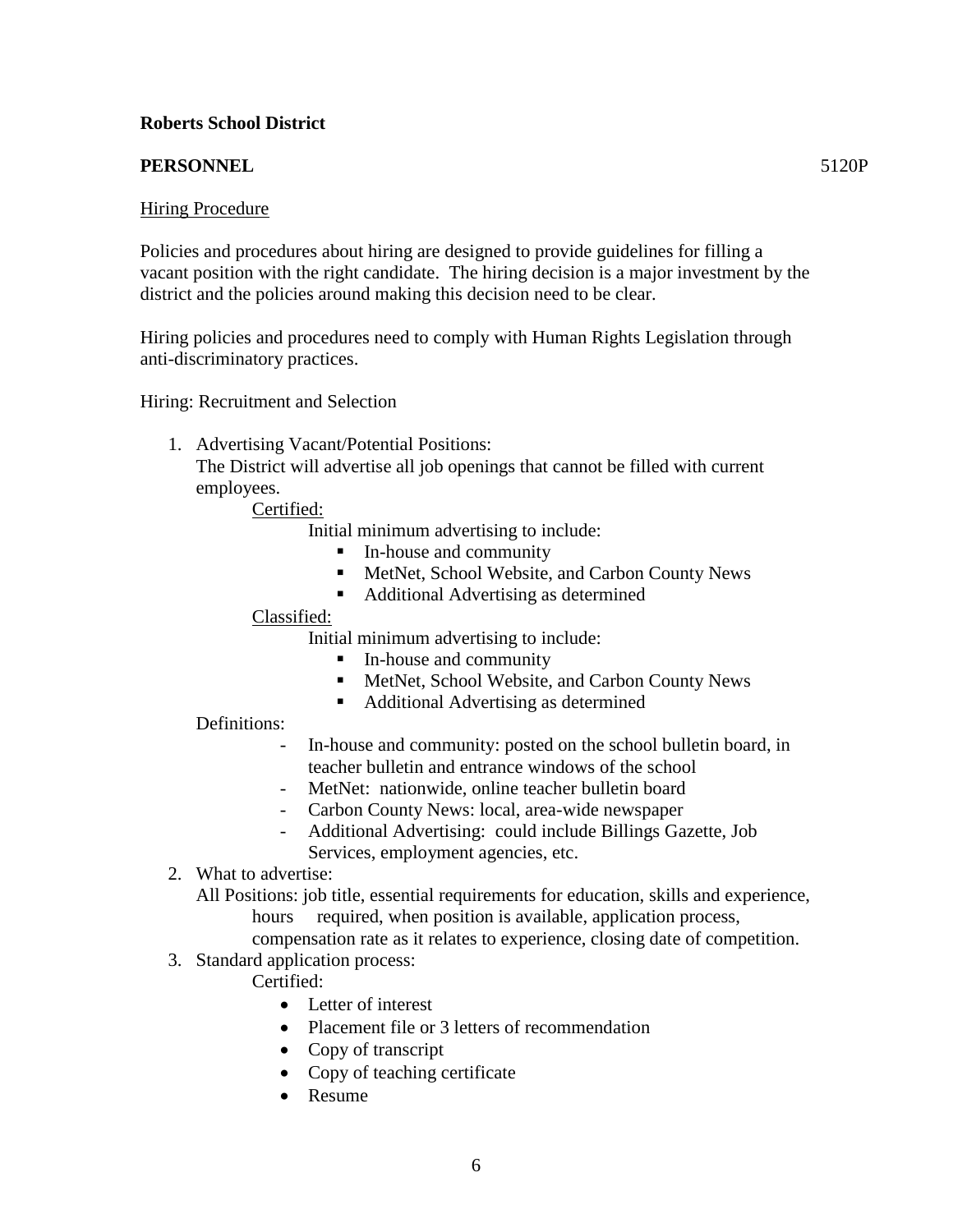**Roberts School District**

**PERSONNEL** 5120P

Hiring Procedure

Policies and procedures about hiring are designed to provide guidelines for filling a vacant position with the right candidate. The hiring decision is a major investment by the district and the policies around making this decision need to be clear.

Hiring policies and procedures need to comply with Human Rights Legislation through anti-discriminatory practices.

Hiring: Recruitment and Selection

1. Advertising Vacant/Potential Positions:
   The District will advertise all job openings that cannot be filled with current employees.

   Certified:

   Initial minimum advertising to include:
   - In-house and community
   - MetNet, School Website, and Carbon County News
   - Additional Advertising as determined

   Classified:

   Initial minimum advertising to include:
   - In-house and community
   - MetNet, School Website, and Carbon County News
   - Additional Advertising as determined

   Definitions:
   - In-house and community: posted on the school bulletin board, in teacher bulletin and entrance windows of the school
   - MetNet: nationwide, online teacher bulletin board
   - Carbon County News: local, area-wide newspaper
   - Additional Advertising: could include Billings Gazette, Job Services, employment agencies, etc.

2. What to advertise:
   All Positions: job title, essential requirements for education, skills and experience, hours required, when position is available, application process, compensation rate as it relates to experience, closing date of competition.

3. Standard application process:
   Certified:
   - Letter of interest
   - Placement file or 3 letters of recommendation
   - Copy of transcript
   - Copy of teaching certificate
   - Resume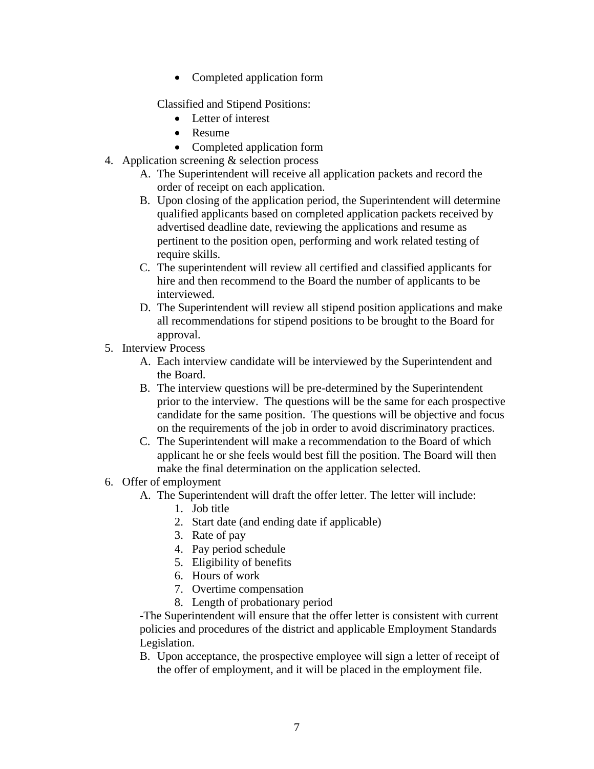- Completed application form

Classified and Stipend Positions:

- Letter of interest
- Resume
- Completed application form

4. Application screening & selection process
   A. The Superintendent will receive all application packets and record the order of receipt on each application.
   B. Upon closing of the application period, the Superintendent will determine qualified applicants based on completed application packets received by advertised deadline date, reviewing the applications and resume as pertinent to the position open, performing and work related testing of require skills.
   C. The superintendent will review all certified and classified applicants for hire and then recommend to the Board the number of applicants to be interviewed.
   D. The Superintendent will review all stipend position applications and make all recommendations for stipend positions to be brought to the Board for approval.
5. Interview Process
   A. Each interview candidate will be interviewed by the Superintendent and the Board.
   B. The interview questions will be pre-determined by the Superintendent prior to the interview. The questions will be the same for each prospective candidate for the same position. The questions will be objective and focus on the requirements of the job in order to avoid discriminatory practices.
   C. The Superintendent will make a recommendation to the Board of which applicant he or she feels would best fill the position. The Board will then make the final determination on the application selected.
6. Offer of employment
   A. The Superintendent will draft the offer letter. The letter will include:
      1. Job title
      2. Start date (and ending date if applicable)
      3. Rate of pay
      4. Pay period schedule
      5. Eligibility of benefits
      6. Hours of work
      7. Overtime compensation
      8. Length of probationary period

   -The Superintendent will ensure that the offer letter is consistent with current policies and procedures of the district and applicable Employment Standards Legislation.

   B. Upon acceptance, the prospective employee will sign a letter of receipt of the offer of employment, and it will be placed in the employment file.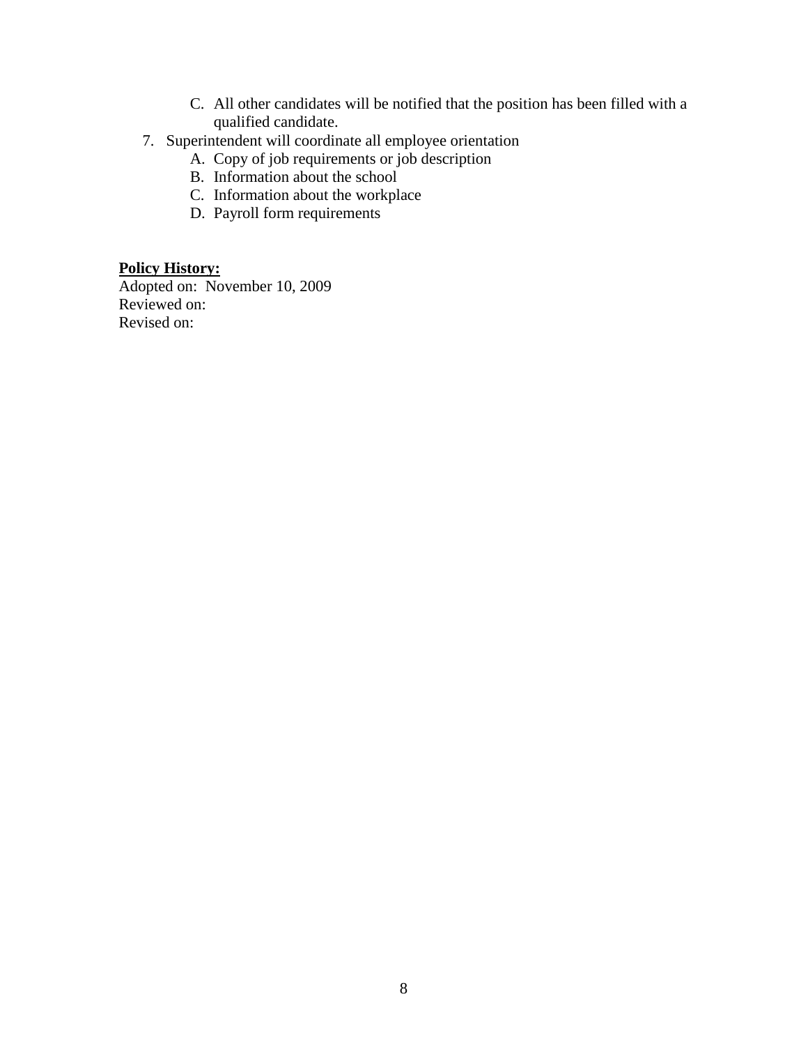C. All other candidates will be notified that the position has been filled with a qualified candidate.

7. Superintendent will coordinate all employee orientation
   A. Copy of job requirements or job description
   B. Information about the school
   C. Information about the workplace
   D. Payroll form requirements

**<u>Policy History:</u>**
Adopted on: November 10, 2009
Reviewed on:
Revised on: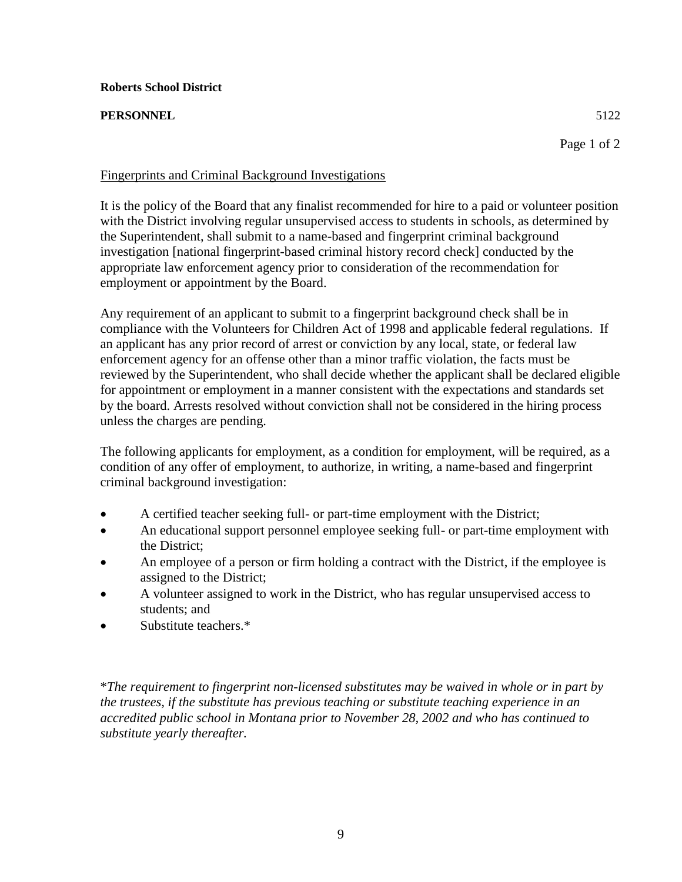**Roberts School District**

**PERSONNEL** 5122

Fingerprints and Criminal Background Investigations

It is the policy of the Board that any finalist recommended for hire to a paid or volunteer position with the District involving regular unsupervised access to students in schools, as determined by the Superintendent, shall submit to a name-based and fingerprint criminal background investigation [national fingerprint-based criminal history record check] conducted by the appropriate law enforcement agency prior to consideration of the recommendation for employment or appointment by the Board.

Any requirement of an applicant to submit to a fingerprint background check shall be in compliance with the Volunteers for Children Act of 1998 and applicable federal regulations. If an applicant has any prior record of arrest or conviction by any local, state, or federal law enforcement agency for an offense other than a minor traffic violation, the facts must be reviewed by the Superintendent, who shall decide whether the applicant shall be declared eligible for appointment or employment in a manner consistent with the expectations and standards set by the board. Arrests resolved without conviction shall not be considered in the hiring process unless the charges are pending.

The following applicants for employment, as a condition for employment, will be required, as a condition of any offer of employment, to authorize, in writing, a name-based and fingerprint criminal background investigation:

- A certified teacher seeking full- or part-time employment with the District;
- An educational support personnel employee seeking full- or part-time employment with the District;
- An employee of a person or firm holding a contract with the District, if the employee is assigned to the District;
- A volunteer assigned to work in the District, who has regular unsupervised access to students; and
- Substitute teachers.*

**The requirement to fingerprint non-licensed substitutes may be waived in whole or in part by the trustees, if the substitute has previous teaching or substitute teaching experience in an accredited public school in Montana prior to November 28, 2002 and who has continued to substitute yearly thereafter.*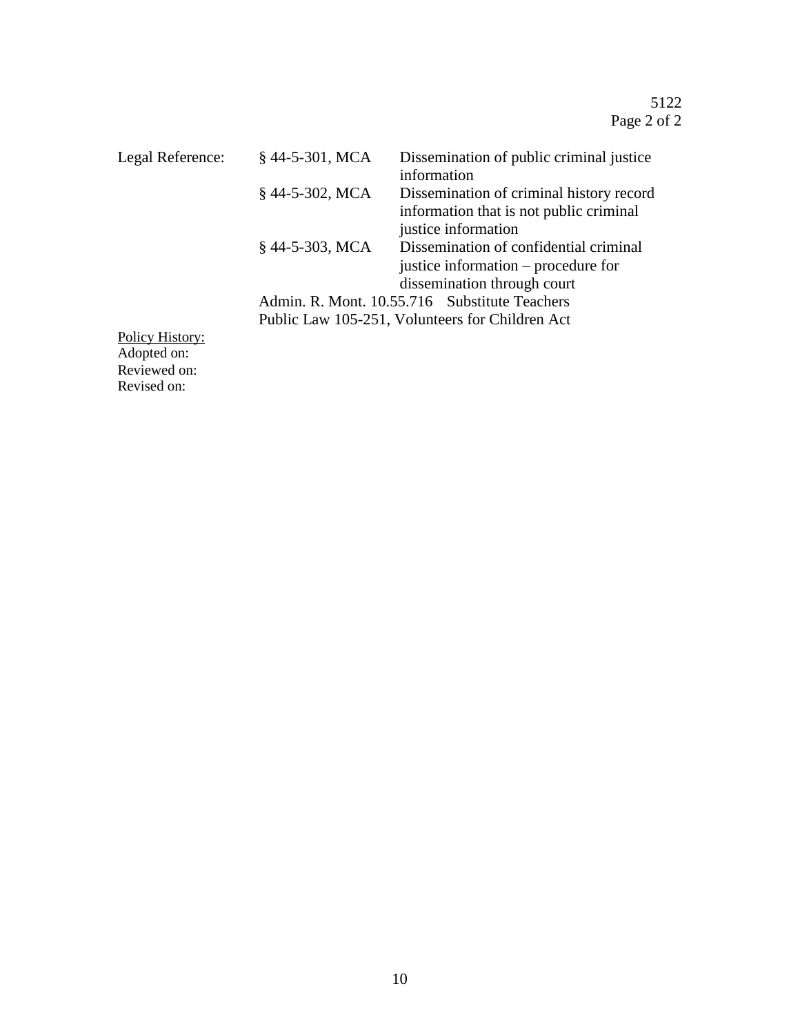| Legal Reference: | § 44-5-301, MCA | Dissemination of public criminal justice information |
|---|---|---|
| | § 44-5-302, MCA | Dissemination of criminal history record information that is not public criminal justice information |
| | § 44-5-303, MCA | Dissemination of confidential criminal justice information – procedure for dissemination through court |
| | Admin. R. Mont. 10.55.716 | Substitute Teachers |
| | Public Law 105-251, Volunteers for Children Act | |

<u>Policy History:</u>
Adopted on:
Reviewed on:
Revised on: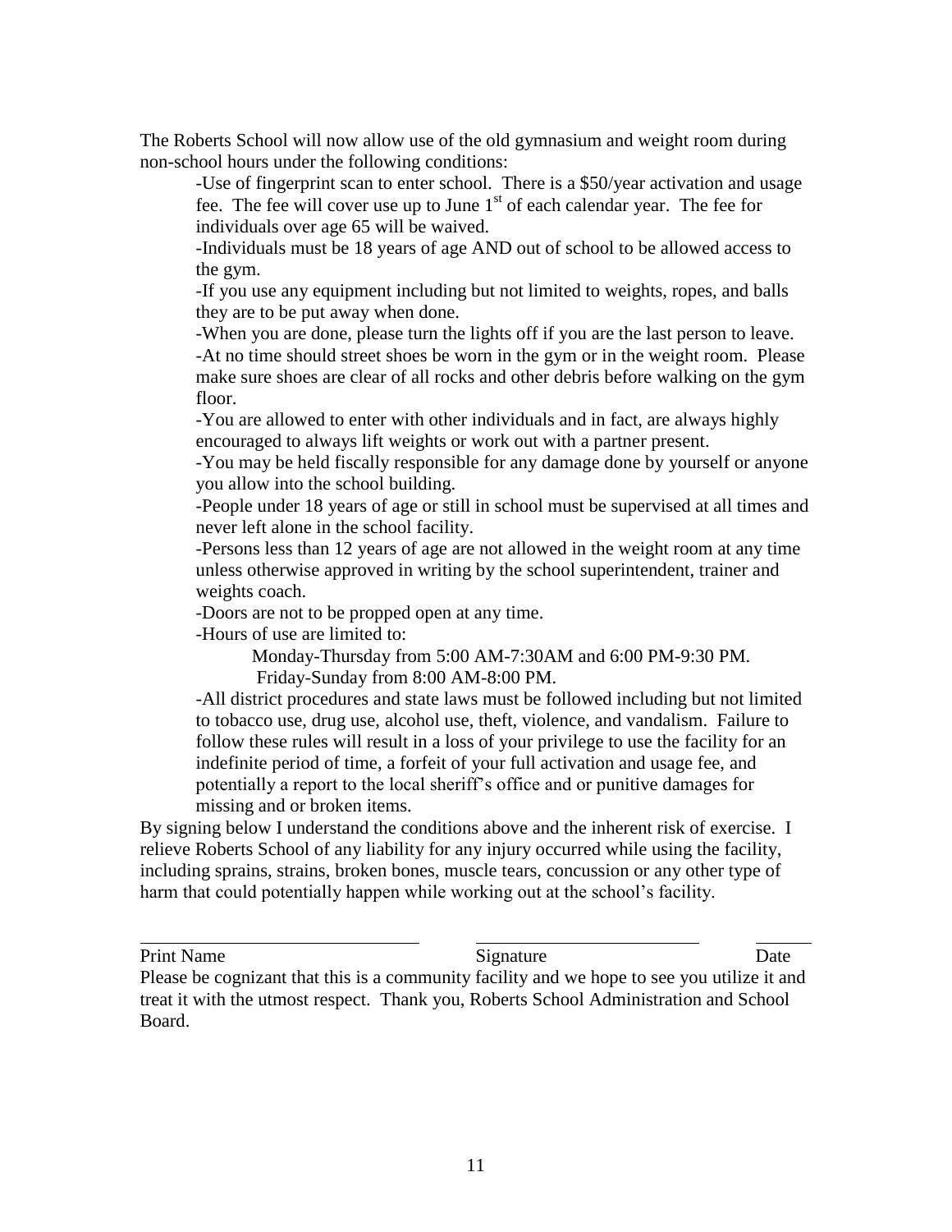The Roberts School will now allow use of the old gymnasium and weight room during non-school hours under the following conditions:

-Use of fingerprint scan to enter school. There is a $50/year activation and usage fee. The fee will cover use up to June 1st of each calendar year. The fee for individuals over age 65 will be waived.

-Individuals must be 18 years of age AND out of school to be allowed access to the gym.

-If you use any equipment including but not limited to weights, ropes, and balls they are to be put away when done.

-When you are done, please turn the lights off if you are the last person to leave.

-At no time should street shoes be worn in the gym or in the weight room. Please make sure shoes are clear of all rocks and other debris before walking on the gym floor.

-You are allowed to enter with other individuals and in fact, are always highly encouraged to always lift weights or work out with a partner present.

-You may be held fiscally responsible for any damage done by yourself or anyone you allow into the school building.

-People under 18 years of age or still in school must be supervised at all times and never left alone in the school facility.

-Persons less than 12 years of age are not allowed in the weight room at any time unless otherwise approved in writing by the school superintendent, trainer and weights coach.

-Doors are not to be propped open at any time.

-Hours of use are limited to:

Monday-Thursday from 5:00 AM-7:30AM and 6:00 PM-9:30 PM.

Friday-Sunday from 8:00 AM-8:00 PM.

-All district procedures and state laws must be followed including but not limited to tobacco use, drug use, alcohol use, theft, violence, and vandalism. Failure to follow these rules will result in a loss of your privilege to use the facility for an indefinite period of time, a forfeit of your full activation and usage fee, and potentially a report to the local sheriff's office and or punitive damages for missing and or broken items.

By signing below I understand the conditions above and the inherent risk of exercise. I relieve Roberts School of any liability for any injury occurred while using the facility, including sprains, strains, broken bones, muscle tears, concussion or any other type of harm that could potentially happen while working out at the school's facility.

\_\_\_\_\_\_\_\_\_\_\_\_\_\_\_\_\_\_\_\_\_\_\_\_\_\_\_\_ \_\_\_\_\_\_\_\_\_\_\_\_\_\_\_\_\_\_\_\_\_\_\_\_ \_\_\_\_\_\_

Print Name Signature Date

Please be cognizant that this is a community facility and we hope to see you utilize it and treat it with the utmost respect. Thank you, Roberts School Administration and School Board.